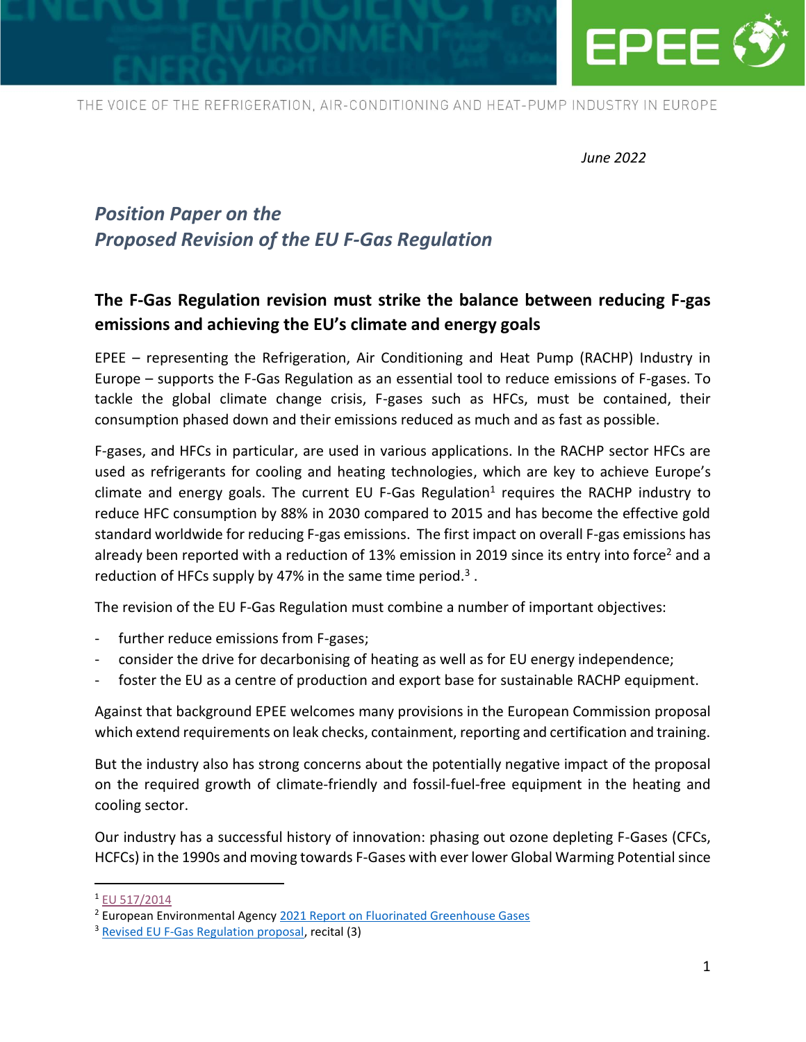THE VOICE OF THE REFRIGERATION, AIR-CONDITIONING AND HEAT-PUMP INDUSTRY IN EUROPE

*June 2022*

# *Position Paper on the Proposed Revision of the EU F-Gas Regulation*

## The F-Gas Regulation revision must strike the balance between reducing F-gas emissions and achieving the EU's climate and energy goals

EPEE – representing the Refrigeration, Air Conditioning and Heat Pump (RACHP) Industry in Europe – supports the F-Gas Regulation as an essential tool to reduce emissions of F-gases. To tackle the global climate change crisis, F-gases such as HFCs, must be contained, their consumption phased down and their emissions reduced as much and as fast as possible.

F-gases, and HFCs in particular, are used in various applications. In the RACHP sector HFCs are used as refrigerants for cooling and heating technologies, which are key to achieve Europe's climate and energy goals. The current EU F-Gas Regulation[1] requires the RACHP industry to reduce HFC consumption by 88% in 2030 compared to 2015 and has become the effective gold standard worldwide for reducing F-gas emissions. The first impact on overall F-gas emissions has already been reported with a reduction of 13% emission in 2019 since its entry into force[2] and a reduction of HFCs supply by 47% in the same time period.[3] .

The revision of the EU F-Gas Regulation must combine a number of important objectives:

- further reduce emissions from F-gases;
- consider the drive for decarbonising of heating as well as for EU energy independence;
- foster the EU as a centre of production and export base for sustainable RACHP equipment.

Against that background EPEE welcomes many provisions in the European Commission proposal which extend requirements on leak checks, containment, reporting and certification and training.

But the industry also has strong concerns about the potentially negative impact of the proposal on the required growth of climate-friendly and fossil-fuel-free equipment in the heating and cooling sector.

Our industry has a successful history of innovation: phasing out ozone depleting F-Gases (CFCs, HCFCs) in the 1990s and moving towards F-Gases with ever lower Global Warming Potential since

---

[1] EU 517/2014

[2] European Environmental Agency 2021 Report on Fluorinated Greenhouse Gases

[3] Revised EU F-Gas Regulation proposal, recital (3)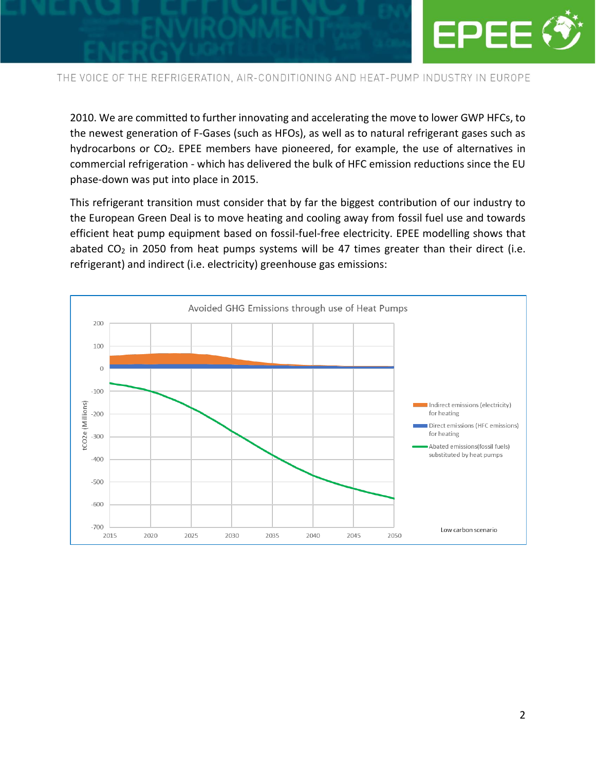2010. We are committed to further innovating and accelerating the move to lower GWP HFCs, to the newest generation of F-Gases (such as HFOs), as well as to natural refrigerant gases such as hydrocarbons or $CO_2$. EPEE members have pioneered, for example, the use of alternatives in commercial refrigeration - which has delivered the bulk of HFC emission reductions since the EU phase-down was put into place in 2015.

This refrigerant transition must consider that by far the biggest contribution of our industry to the European Green Deal is to move heating and cooling away from fossil fuel use and towards efficient heat pump equipment based on fossil-fuel-free electricity. EPEE modelling shows that abated $CO_2$ in 2050 from heat pumps systems will be 47 times greater than their direct (i.e. refrigerant) and indirect (i.e. electricity) greenhouse gas emissions:

Avoided GHG Emissions through use of Heat Pumps

Low carbon scenario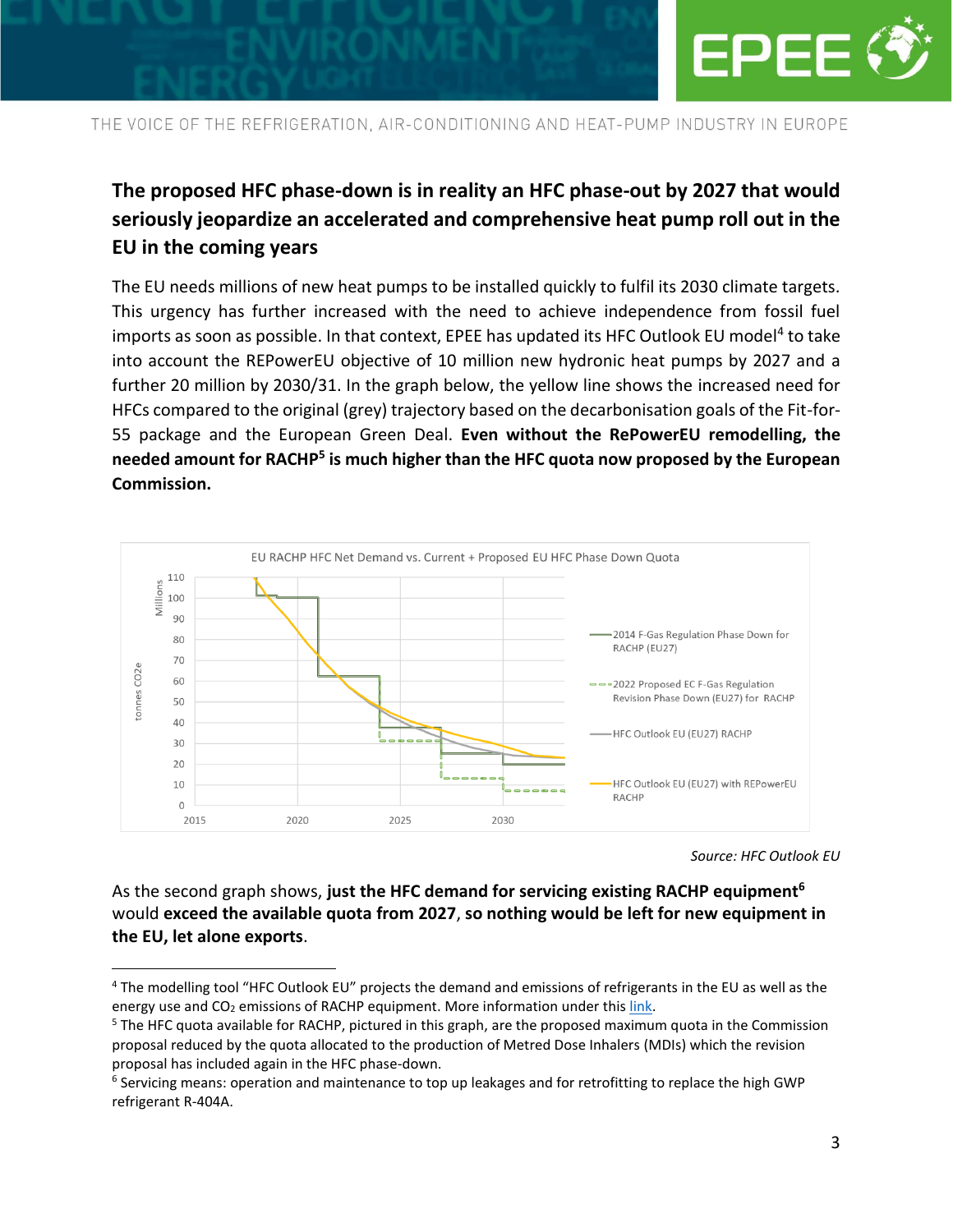## The proposed HFC phase-down is in reality an HFC phase-out by 2027 that would seriously jeopardize an accelerated and comprehensive heat pump roll out in the EU in the coming years

The EU needs millions of new heat pumps to be installed quickly to fulfil its 2030 climate targets. This urgency has further increased with the need to achieve independence from fossil fuel imports as soon as possible. In that context, EPEE has updated its HFC Outlook EU model[4] to take into account the REPowerEU objective of 10 million new hydronic heat pumps by 2027 and a further 20 million by 2030/31. In the graph below, the yellow line shows the increased need for HFCs compared to the original (grey) trajectory based on the decarbonisation goals of the Fit-for-55 package and the European Green Deal. **Even without the RePowerEU remodelling, the needed amount for RACHP[5] is much higher than the HFC quota now proposed by the European Commission.**

EU RACHP HFC Net Demand vs. Current + Proposed EU HFC Phase Down Quota

*Source: HFC Outlook EU*

As the second graph shows, **just the HFC demand for servicing existing RACHP equipment[6]** would **exceed the available quota from 2027**, **so nothing would be left for new equipment in the EU, let alone exports**.

---

[4] The modelling tool "HFC Outlook EU" projects the demand and emissions of refrigerants in the EU as well as the energy use and $CO_2$ emissions of RACHP equipment. More information under this link.

[5] The HFC quota available for RACHP, pictured in this graph, are the proposed maximum quota in the Commission proposal reduced by the quota allocated to the production of Metred Dose Inhalers (MDIs) which the revision proposal has included again in the HFC phase-down.

[6] Servicing means: operation and maintenance to top up leakages and for retrofitting to replace the high GWP refrigerant R-404A.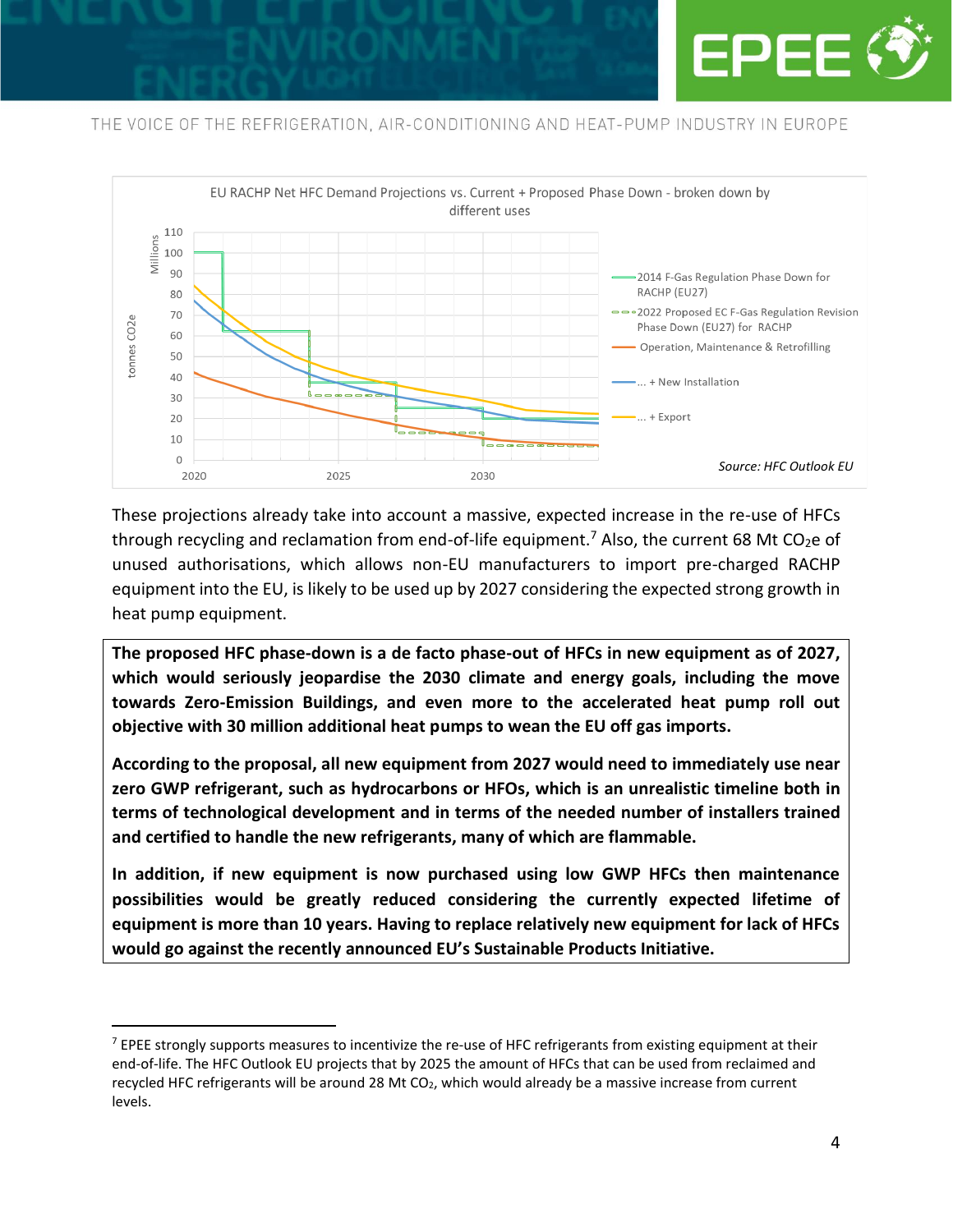EU RACHP Net HFC Demand Projections vs. Current + Proposed Phase Down - broken down by different uses

Source: HFC Outlook EU

These projections already take into account a massive, expected increase in the re-use of HFCs through recycling and reclamation from end-of-life equipment.[7] Also, the current 68 Mt $CO_2e$ of unused authorisations, which allows non-EU manufacturers to import pre-charged RACHP equipment into the EU, is likely to be used up by 2027 considering the expected strong growth in heat pump equipment.

**The proposed HFC phase-down is a de facto phase-out of HFCs in new equipment as of 2027, which would seriously jeopardise the 2030 climate and energy goals, including the move towards Zero-Emission Buildings, and even more to the accelerated heat pump roll out objective with 30 million additional heat pumps to wean the EU off gas imports.**

**According to the proposal, all new equipment from 2027 would need to immediately use near zero GWP refrigerant, such as hydrocarbons or HFOs, which is an unrealistic timeline both in terms of technological development and in terms of the needed number of installers trained and certified to handle the new refrigerants, many of which are flammable.**

**In addition, if new equipment is now purchased using low GWP HFCs then maintenance possibilities would be greatly reduced considering the currently expected lifetime of equipment is more than 10 years. Having to replace relatively new equipment for lack of HFCs would go against the recently announced EU's Sustainable Products Initiative.**

---

[7] EPEE strongly supports measures to incentivize the re-use of HFC refrigerants from existing equipment at their end-of-life. The HFC Outlook EU projects that by 2025 the amount of HFCs that can be used from reclaimed and recycled HFC refrigerants will be around 28 Mt $CO_2$, which would already be a massive increase from current levels.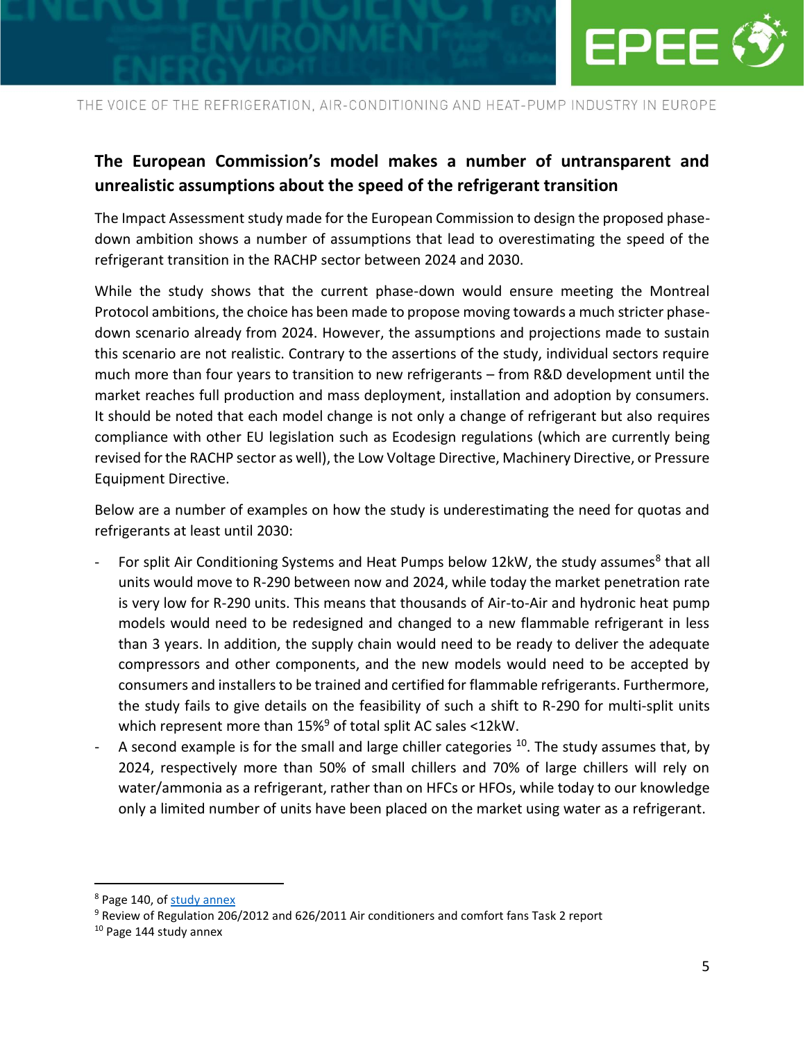## The European Commission's model makes a number of untransparent and unrealistic assumptions about the speed of the refrigerant transition

The Impact Assessment study made for the European Commission to design the proposed phase-down ambition shows a number of assumptions that lead to overestimating the speed of the refrigerant transition in the RACHP sector between 2024 and 2030.

While the study shows that the current phase-down would ensure meeting the Montreal Protocol ambitions, the choice has been made to propose moving towards a much stricter phase-down scenario already from 2024. However, the assumptions and projections made to sustain this scenario are not realistic. Contrary to the assertions of the study, individual sectors require much more than four years to transition to new refrigerants – from R&D development until the market reaches full production and mass deployment, installation and adoption by consumers. It should be noted that each model change is not only a change of refrigerant but also requires compliance with other EU legislation such as Ecodesign regulations (which are currently being revised for the RACHP sector as well), the Low Voltage Directive, Machinery Directive, or Pressure Equipment Directive.

Below are a number of examples on how the study is underestimating the need for quotas and refrigerants at least until 2030:

- For split Air Conditioning Systems and Heat Pumps below 12kW, the study assumes[8] that all units would move to R-290 between now and 2024, while today the market penetration rate is very low for R-290 units. This means that thousands of Air-to-Air and hydronic heat pump models would need to be redesigned and changed to a new flammable refrigerant in less than 3 years. In addition, the supply chain would need to be ready to deliver the adequate compressors and other components, and the new models would need to be accepted by consumers and installers to be trained and certified for flammable refrigerants. Furthermore, the study fails to give details on the feasibility of such a shift to R-290 for multi-split units which represent more than 15%[9] of total split AC sales <12kW.
- A second example is for the small and large chiller categories [10]. The study assumes that, by 2024, respectively more than 50% of small chillers and 70% of large chillers will rely on water/ammonia as a refrigerant, rather than on HFCs or HFOs, while today to our knowledge only a limited number of units have been placed on the market using water as a refrigerant.

---

[8] Page 140, of study annex

[9] Review of Regulation 206/2012 and 626/2011 Air conditioners and comfort fans Task 2 report

[10] Page 144 study annex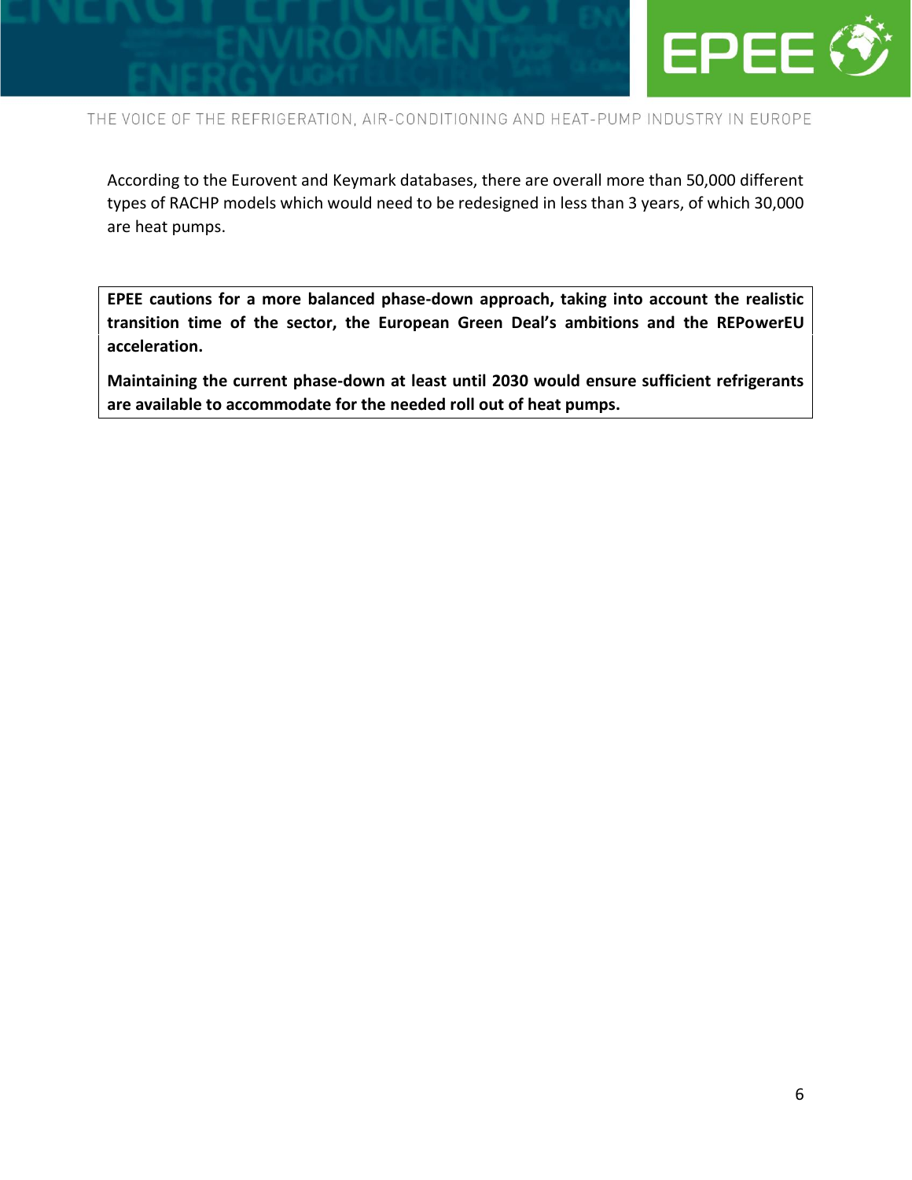According to the Eurovent and Keymark databases, there are overall more than 50,000 different types of RACHP models which would need to be redesigned in less than 3 years, of which 30,000 are heat pumps.

**EPEE cautions for a more balanced phase-down approach, taking into account the realistic transition time of the sector, the European Green Deal's ambitions and the REPowerEU acceleration.**

**Maintaining the current phase-down at least until 2030 would ensure sufficient refrigerants are available to accommodate for the needed roll out of heat pumps.**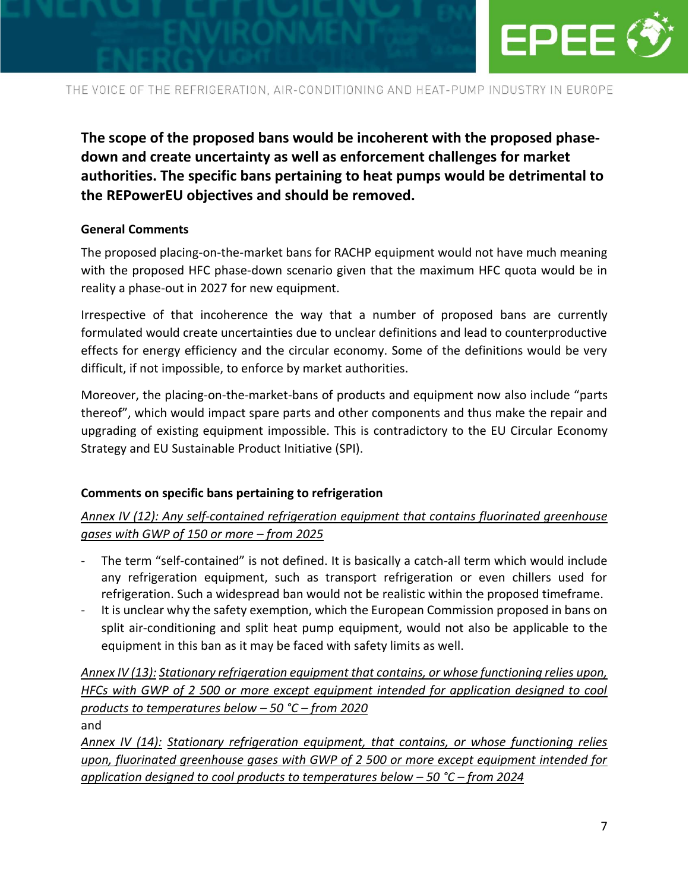**The scope of the proposed bans would be incoherent with the proposed phase-down and create uncertainty as well as enforcement challenges for market authorities. The specific bans pertaining to heat pumps would be detrimental to the REPowerEU objectives and should be removed.**

**General Comments**

The proposed placing-on-the-market bans for RACHP equipment would not have much meaning with the proposed HFC phase-down scenario given that the maximum HFC quota would be in reality a phase-out in 2027 for new equipment.

Irrespective of that incoherence the way that a number of proposed bans are currently formulated would create uncertainties due to unclear definitions and lead to counterproductive effects for energy efficiency and the circular economy. Some of the definitions would be very difficult, if not impossible, to enforce by market authorities.

Moreover, the placing-on-the-market-bans of products and equipment now also include "parts thereof", which would impact spare parts and other components and thus make the repair and upgrading of existing equipment impossible. This is contradictory to the EU Circular Economy Strategy and EU Sustainable Product Initiative (SPI).

**Comments on specific bans pertaining to refrigeration**

*Annex IV (12): Any self-contained refrigeration equipment that contains fluorinated greenhouse gases with GWP of 150 or more – from 2025*

- The term "self-contained" is not defined. It is basically a catch-all term which would include any refrigeration equipment, such as transport refrigeration or even chillers used for refrigeration. Such a widespread ban would not be realistic within the proposed timeframe.
- It is unclear why the safety exemption, which the European Commission proposed in bans on split air-conditioning and split heat pump equipment, would not also be applicable to the equipment in this ban as it may be faced with safety limits as well.

*Annex IV (13): Stationary refrigeration equipment that contains, or whose functioning relies upon, HFCs with GWP of 2 500 or more except equipment intended for application designed to cool products to temperatures below – 50 °C – from 2020*

and

*Annex IV (14): Stationary refrigeration equipment, that contains, or whose functioning relies upon, fluorinated greenhouse gases with GWP of 2 500 or more except equipment intended for application designed to cool products to temperatures below – 50 °C – from 2024*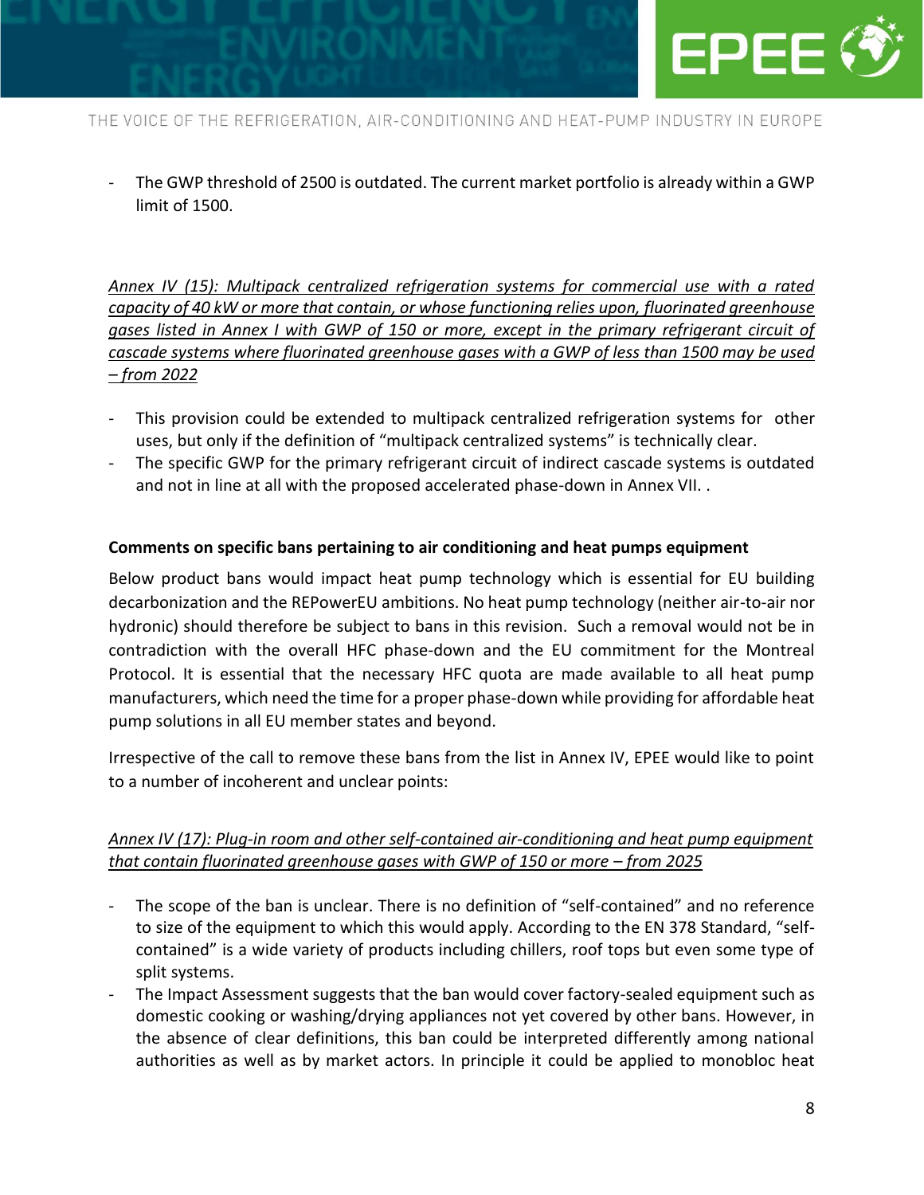- The GWP threshold of 2500 is outdated. The current market portfolio is already within a GWP limit of 1500.

*Annex IV (15): Multipack centralized refrigeration systems for commercial use with a rated capacity of 40 kW or more that contain, or whose functioning relies upon, fluorinated greenhouse gases listed in Annex I with GWP of 150 or more, except in the primary refrigerant circuit of cascade systems where fluorinated greenhouse gases with a GWP of less than 1500 may be used – from 2022*

- This provision could be extended to multipack centralized refrigeration systems for other uses, but only if the definition of "multipack centralized systems" is technically clear.
- The specific GWP for the primary refrigerant circuit of indirect cascade systems is outdated and not in line at all with the proposed accelerated phase-down in Annex VII. .

**Comments on specific bans pertaining to air conditioning and heat pumps equipment**

Below product bans would impact heat pump technology which is essential for EU building decarbonization and the REPowerEU ambitions. No heat pump technology (neither air-to-air nor hydronic) should therefore be subject to bans in this revision. Such a removal would not be in contradiction with the overall HFC phase-down and the EU commitment for the Montreal Protocol. It is essential that the necessary HFC quota are made available to all heat pump manufacturers, which need the time for a proper phase-down while providing for affordable heat pump solutions in all EU member states and beyond.

Irrespective of the call to remove these bans from the list in Annex IV, EPEE would like to point to a number of incoherent and unclear points:

*Annex IV (17): Plug-in room and other self-contained air-conditioning and heat pump equipment that contain fluorinated greenhouse gases with GWP of 150 or more – from 2025*

- The scope of the ban is unclear. There is no definition of "self-contained" and no reference to size of the equipment to which this would apply. According to the EN 378 Standard, "self-contained" is a wide variety of products including chillers, roof tops but even some type of split systems.
- The Impact Assessment suggests that the ban would cover factory-sealed equipment such as domestic cooking or washing/drying appliances not yet covered by other bans. However, in the absence of clear definitions, this ban could be interpreted differently among national authorities as well as by market actors. In principle it could be applied to monobloc heat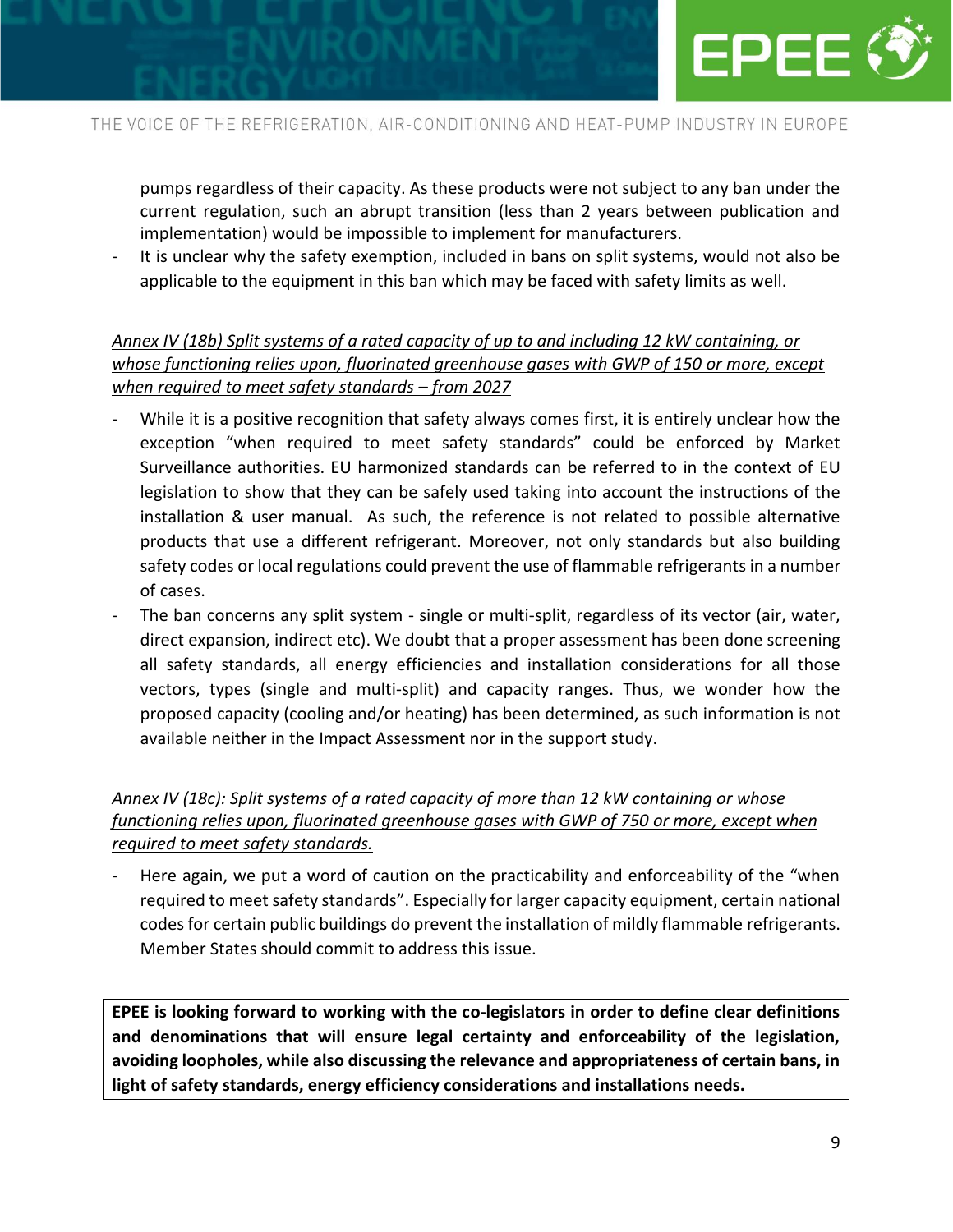pumps regardless of their capacity. As these products were not subject to any ban under the current regulation, such an abrupt transition (less than 2 years between publication and implementation) would be impossible to implement for manufacturers.

- It is unclear why the safety exemption, included in bans on split systems, would not also be applicable to the equipment in this ban which may be faced with safety limits as well.

*Annex IV (18b) Split systems of a rated capacity of up to and including 12 kW containing, or whose functioning relies upon, fluorinated greenhouse gases with GWP of 150 or more, except when required to meet safety standards – from 2027*

- While it is a positive recognition that safety always comes first, it is entirely unclear how the exception "when required to meet safety standards" could be enforced by Market Surveillance authorities. EU harmonized standards can be referred to in the context of EU legislation to show that they can be safely used taking into account the instructions of the installation & user manual. As such, the reference is not related to possible alternative products that use a different refrigerant. Moreover, not only standards but also building safety codes or local regulations could prevent the use of flammable refrigerants in a number of cases.
- The ban concerns any split system - single or multi-split, regardless of its vector (air, water, direct expansion, indirect etc). We doubt that a proper assessment has been done screening all safety standards, all energy efficiencies and installation considerations for all those vectors, types (single and multi-split) and capacity ranges. Thus, we wonder how the proposed capacity (cooling and/or heating) has been determined, as such information is not available neither in the Impact Assessment nor in the support study.

*Annex IV (18c): Split systems of a rated capacity of more than 12 kW containing or whose functioning relies upon, fluorinated greenhouse gases with GWP of 750 or more, except when required to meet safety standards.*

- Here again, we put a word of caution on the practicability and enforceability of the "when required to meet safety standards". Especially for larger capacity equipment, certain national codes for certain public buildings do prevent the installation of mildly flammable refrigerants. Member States should commit to address this issue.

**EPEE is looking forward to working with the co-legislators in order to define clear definitions and denominations that will ensure legal certainty and enforceability of the legislation, avoiding loopholes, while also discussing the relevance and appropriateness of certain bans, in light of safety standards, energy efficiency considerations and installations needs.**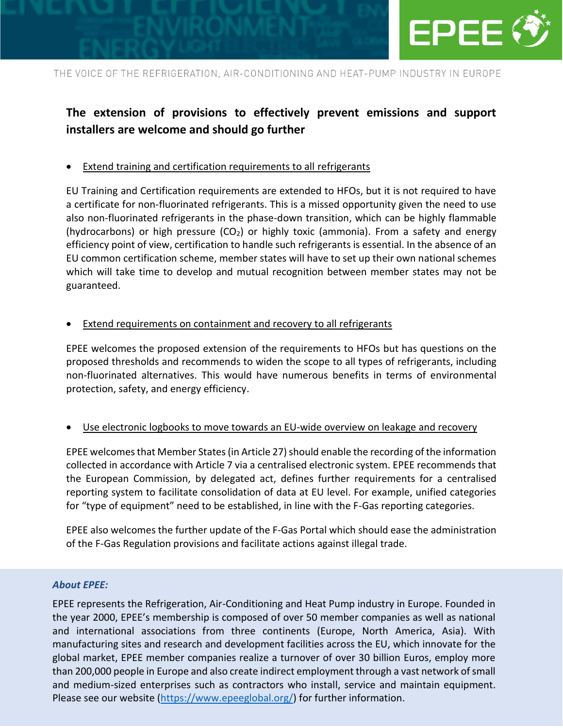## The extension of provisions to effectively prevent emissions and support installers are welcome and should go further

- Extend training and certification requirements to all refrigerants

EU Training and Certification requirements are extended to HFOs, but it is not required to have a certificate for non-fluorinated refrigerants. This is a missed opportunity given the need to use also non-fluorinated refrigerants in the phase-down transition, which can be highly flammable (hydrocarbons) or high pressure ($CO_2$) or highly toxic (ammonia). From a safety and energy efficiency point of view, certification to handle such refrigerants is essential. In the absence of an EU common certification scheme, member states will have to set up their own national schemes which will take time to develop and mutual recognition between member states may not be guaranteed.

- Extend requirements on containment and recovery to all refrigerants

EPEE welcomes the proposed extension of the requirements to HFOs but has questions on the proposed thresholds and recommends to widen the scope to all types of refrigerants, including non-fluorinated alternatives. This would have numerous benefits in terms of environmental protection, safety, and energy efficiency.

- Use electronic logbooks to move towards an EU-wide overview on leakage and recovery

EPEE welcomes that Member States (in Article 27) should enable the recording of the information collected in accordance with Article 7 via a centralised electronic system. EPEE recommends that the European Commission, by delegated act, defines further requirements for a centralised reporting system to facilitate consolidation of data at EU level. For example, unified categories for "type of equipment" need to be established, in line with the F-Gas reporting categories.

EPEE also welcomes the further update of the F-Gas Portal which should ease the administration of the F-Gas Regulation provisions and facilitate actions against illegal trade.

***About EPEE:***

EPEE represents the Refrigeration, Air-Conditioning and Heat Pump industry in Europe. Founded in the year 2000, EPEE's membership is composed of over 50 member companies as well as national and international associations from three continents (Europe, North America, Asia). With manufacturing sites and research and development facilities across the EU, which innovate for the global market, EPEE member companies realize a turnover of over 30 billion Euros, employ more than 200,000 people in Europe and also create indirect employment through a vast network of small and medium-sized enterprises such as contractors who install, service and maintain equipment. Please see our website (https://www.epeeglobal.org/) for further information.